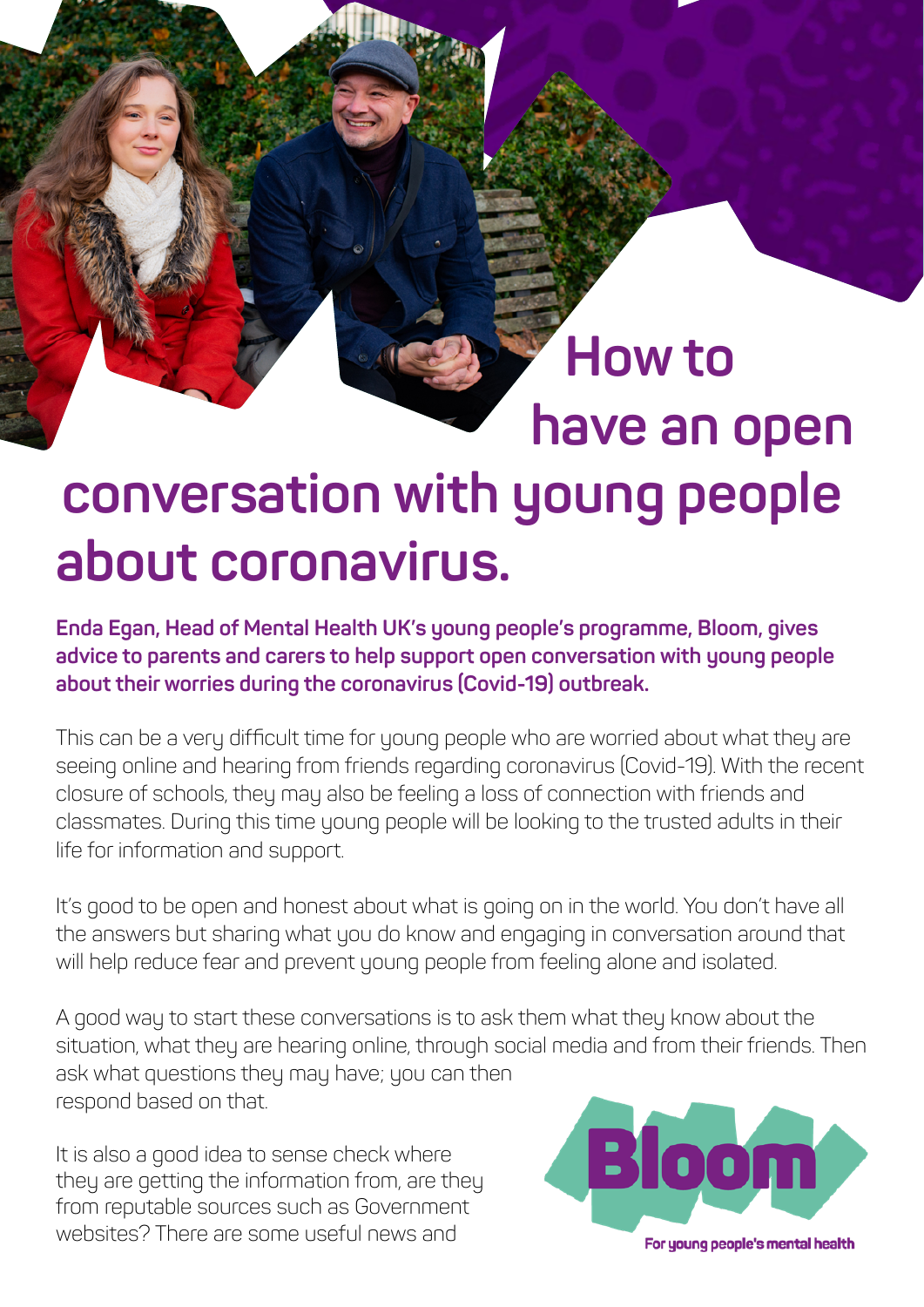# How to have an open conversation with young people about coronavirus.

**Enda Egan, Head of Mental Health UK's young people's programme, Bloom, gives advice to parents and carers to help support open conversation with young people about their worries during the coronavirus (Covid-19) outbreak.**

This can be a very difficult time for young people who are worried about what they are seeing online and hearing from friends regarding coronavirus (Covid-19). With the recent closure of schools, they may also be feeling a loss of connection with friends and classmates. During this time young people will be looking to the trusted adults in their life for information and support.

It's good to be open and honest about what is going on in the world. You don't have all the answers but sharing what you do know and engaging in conversation around that will help reduce fear and prevent young people from feeling alone and isolated.

A good way to start these conversations is to ask them what they know about the situation, what they are hearing online, through social media and from their friends. Then ask what questions they may have; you can then respond based on that.

It is also a good idea to sense check where they are getting the information from, are they from reputable sources such as Government websites? There are some useful news and

Bloom

For young people's mental health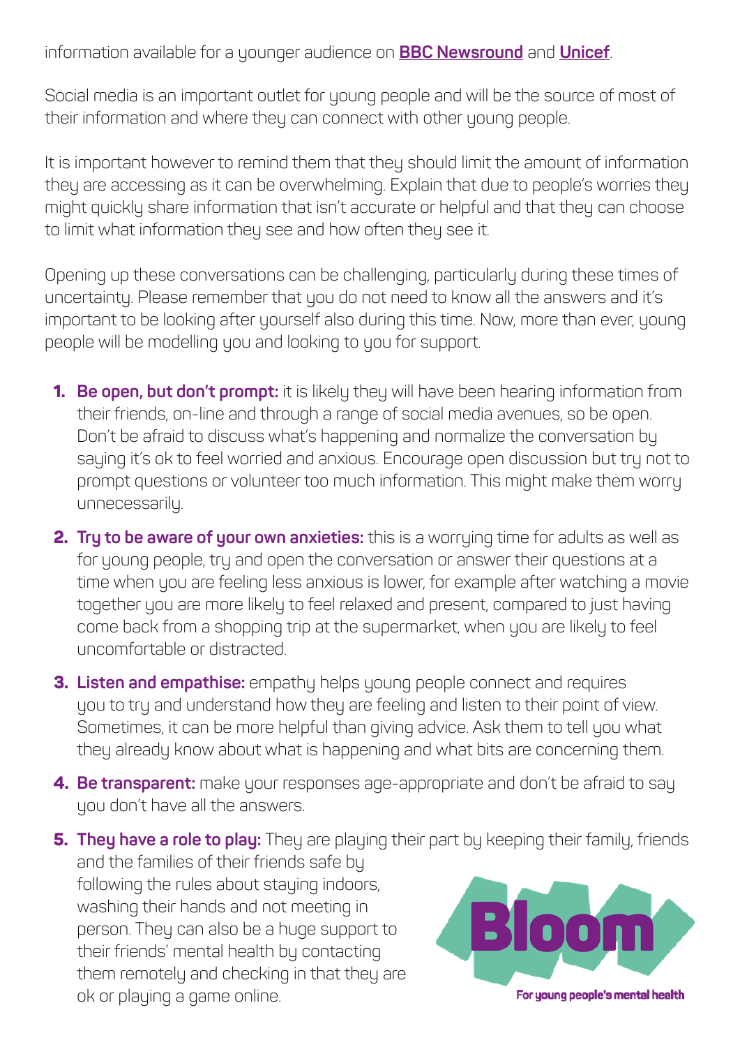information available for a younger audience on **BBC Newsround** and **Unicef**.

Social media is an important outlet for young people and will be the source of most of their information and where they can connect with other young people.

It is important however to remind them that they should limit the amount of information they are accessing as it can be overwhelming. Explain that due to people's worries they might quickly share information that isn't accurate or helpful and that they can choose to limit what information they see and how often they see it.

Opening up these conversations can be challenging, particularly during these times of uncertainty. Please remember that you do not need to know all the answers and it's important to be looking after yourself also during this time. Now, more than ever, young people will be modelling you and looking to you for support.

1. **Be open, but don't prompt:** it is likely they will have been hearing information from their friends, on-line and through a range of social media avenues, so be open. Don't be afraid to discuss what's happening and normalize the conversation by saying it's ok to feel worried and anxious. Encourage open discussion but try not to prompt questions or volunteer too much information. This might make them worry unnecessarily.
2. **Try to be aware of your own anxieties:** this is a worrying time for adults as well as for young people, try and open the conversation or answer their questions at a time when you are feeling less anxious is lower, for example after watching a movie together you are more likely to feel relaxed and present, compared to just having come back from a shopping trip at the supermarket, when you are likely to feel uncomfortable or distracted.
3. **Listen and empathise:** empathy helps young people connect and requires you to try and understand how they are feeling and listen to their point of view. Sometimes, it can be more helpful than giving advice. Ask them to tell you what they already know about what is happening and what bits are concerning them.
4. **Be transparent:** make your responses age-appropriate and don't be afraid to say you don't have all the answers.
5. **They have a role to play:** They are playing their part by keeping their family, friends and the families of their friends safe by following the rules about staying indoors, washing their hands and not meeting in person. They can also be a huge support to their friends' mental health by contacting them remotely and checking in that they are ok or playing a game online.

Bloom

For young people's mental health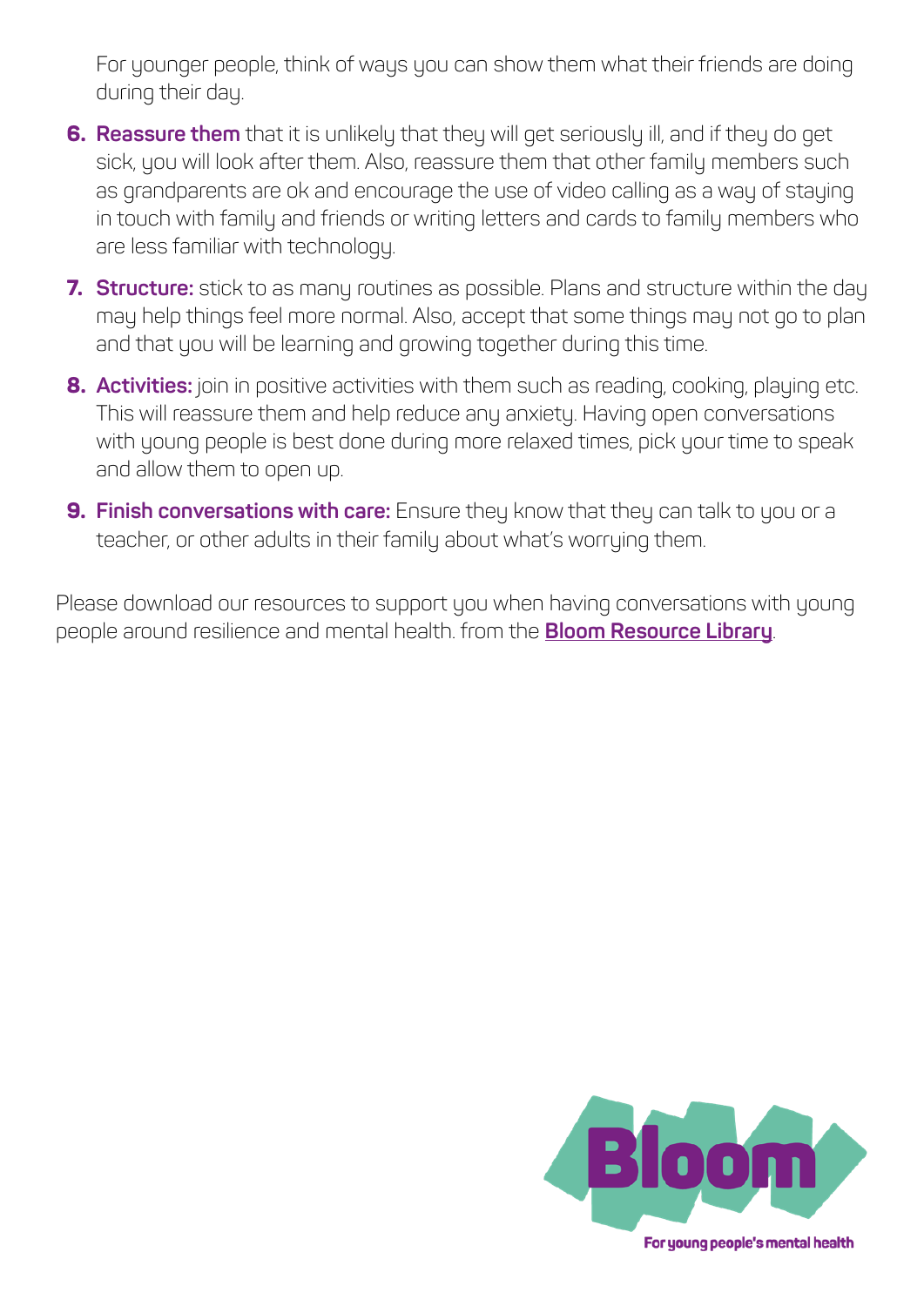For younger people, think of ways you can show them what their friends are doing during their day.

6. **Reassure them** that it is unlikely that they will get seriously ill, and if they do get sick, you will look after them. Also, reassure them that other family members such as grandparents are ok and encourage the use of video calling as a way of staying in touch with family and friends or writing letters and cards to family members who are less familiar with technology.
7. **Structure:** stick to as many routines as possible. Plans and structure within the day may help things feel more normal. Also, accept that some things may not go to plan and that you will be learning and growing together during this time.
8. **Activities:** join in positive activities with them such as reading, cooking, playing etc. This will reassure them and help reduce any anxiety. Having open conversations with young people is best done during more relaxed times, pick your time to speak and allow them to open up.
9. **Finish conversations with care:** Ensure they know that they can talk to you or a teacher, or other adults in their family about what's worrying them.

Please download our resources to support you when having conversations with young people around resilience and mental health. from the **Bloom Resource Library**.

Bloom

For young people's mental health